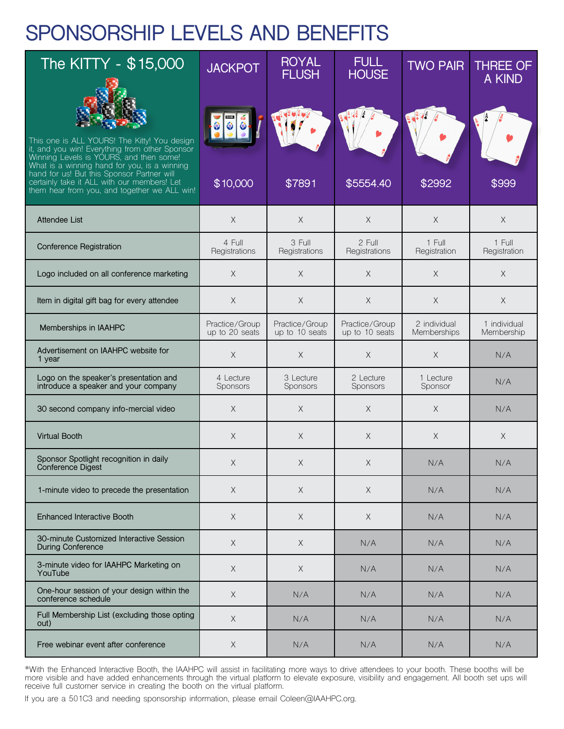# SPONSORSHIP LEVELS AND BENEFITS

| The KITTY - $15,000<br><br>This one is ALL YOURS! The Kitty! You design it, and you win! Everything from other Sponsor Winning Levels is YOURS, and then some! What is a winning hand for you, is a winning hand for us! But this Sponsor Partner will certainly take it ALL with our members! Let them hear from you, and together we ALL win! | JACKPOT<br>$10,000 | ROYAL FLUSH<br>$7891 | FULL HOUSE<br>$5554.40 | TWO PAIR<br>$2992 | THREE OF A KIND<br>$999 |
|---|---|---|---|---|---|
| Attendee List | X | X | X | X | X |
| Conference Registration | 4 Full Registrations | 3 Full Registrations | 2 Full Registrations | 1 Full Registration | 1 Full Registration |
| Logo included on all conference marketing | X | X | X | X | X |
| Item in digital gift bag for every attendee | X | X | X | X | X |
| Memberships in IAAHPC | Practice/Group up to 20 seats | Practice/Group up to 10 seats | Practice/Group up to 10 seats | 2 individual Memberships | 1 individual Membership |
| Advertisement on IAAHPC website for 1 year | X | X | X | X | N/A |
| Logo on the speaker's presentation and introduce a speaker and your company | 4 Lecture Sponsors | 3 Lecture Sponsors | 2 Lecture Sponsors | 1 Lecture Sponsor | N/A |
| 30 second company info-mercial video | X | X | X | X | N/A |
| Virtual Booth | X | X | X | X | X |
| Sponsor Spotlight recognition in daily Conference Digest | X | X | X | N/A | N/A |
| 1-minute video to precede the presentation | X | X | X | N/A | N/A |
| Enhanced Interactive Booth | X | X | X | N/A | N/A |
| 30-minute Customized Interactive Session During Conference | X | X | N/A | N/A | N/A |
| 3-minute video for IAAHPC Marketing on YouTube | X | X | N/A | N/A | N/A |
| One-hour session of your design within the conference schedule | X | N/A | N/A | N/A | N/A |
| Full Membership List (excluding those opting out) | X | N/A | N/A | N/A | N/A |
| Free webinar event after conference | X | N/A | N/A | N/A | N/A |

*With the Enhanced Interactive Booth, the IAAHPC will assist in facilitating more ways to drive attendees to your booth. These booths will be more visible and have added enhancements through the virtual platform to elevate exposure, visibility and engagement. All booth set ups will receive full customer service in creating the booth on the virtual platform.

If you are a 501C3 and needing sponsorship information, please email Coleen@IAAHPC.org.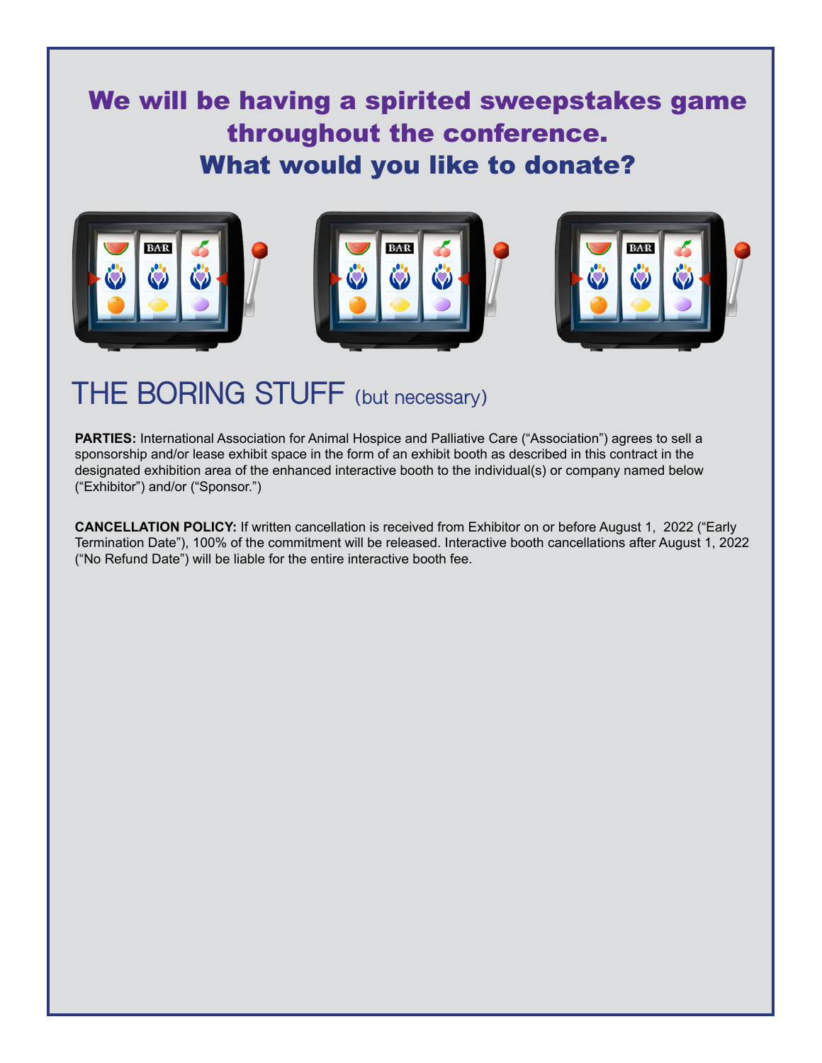# We will be having a spirited sweepstakes game throughout the conference.

## What would you like to donate?

BAR BAR BAR

BAR BAR BAR

BAR BAR BAR

## THE BORING STUFF (but necessary)

**PARTIES:** International Association for Animal Hospice and Palliative Care ("Association") agrees to sell a sponsorship and/or lease exhibit space in the form of an exhibit booth as described in this contract in the designated exhibition area of the enhanced interactive booth to the individual(s) or company named below ("Exhibitor") and/or ("Sponsor.")

**CANCELLATION POLICY:** If written cancellation is received from Exhibitor on or before August 1, 2022 ("Early Termination Date"), 100% of the commitment will be released. Interactive booth cancellations after August 1, 2022 ("No Refund Date") will be liable for the entire interactive booth fee.